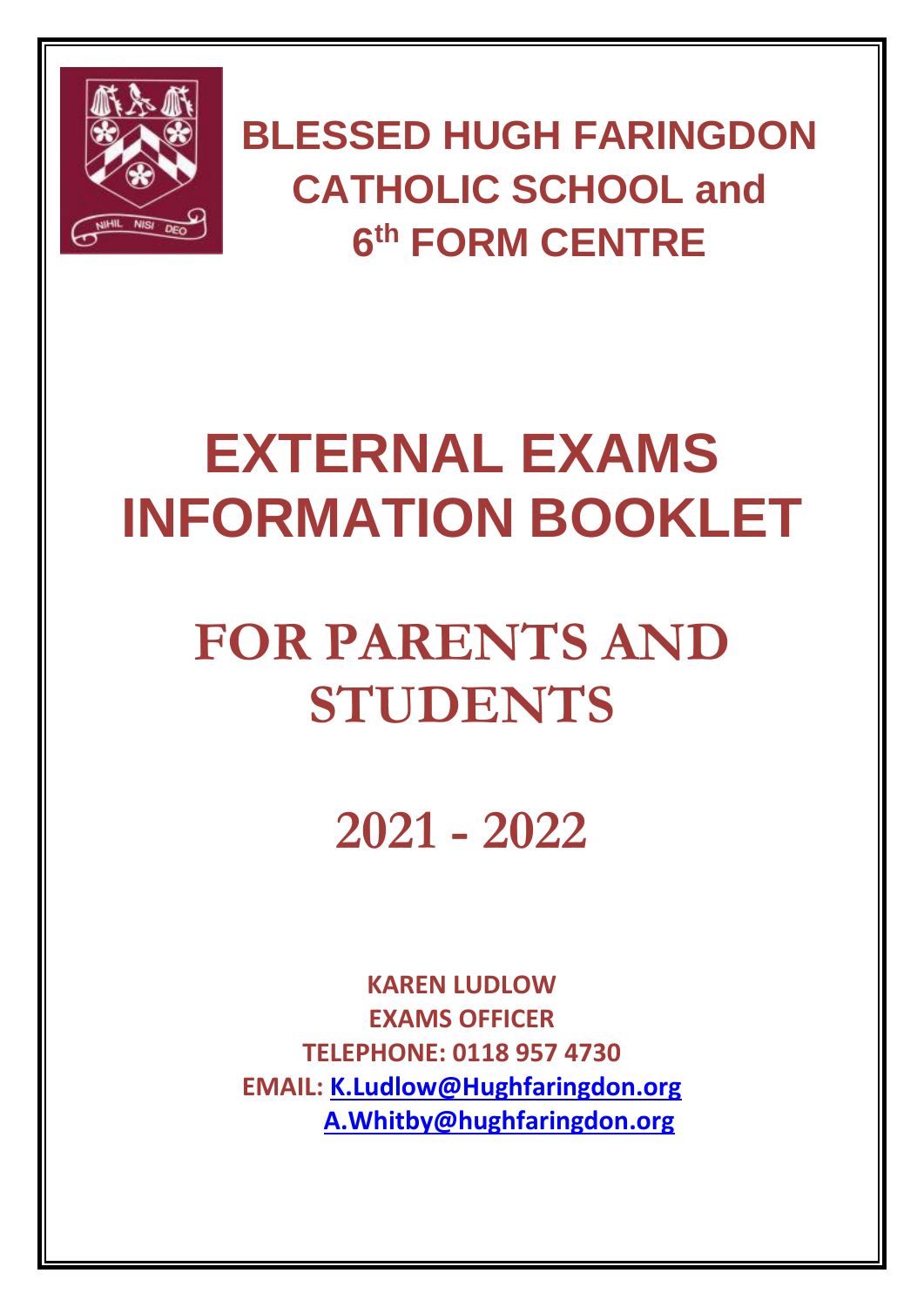# BLESSED HUGH FARINGDON CATHOLIC SCHOOL and 6th FORM CENTRE

# EXTERNAL EXAMS INFORMATION BOOKLET

# FOR PARENTS AND STUDENTS

# 2021 - 2022

**KAREN LUDLOW**
**EXAMS OFFICER**
**TELEPHONE: 0118 957 4730**
**EMAIL: K.Ludlow@Hughfaringdon.org**
**A.Whitby@hughfaringdon.org**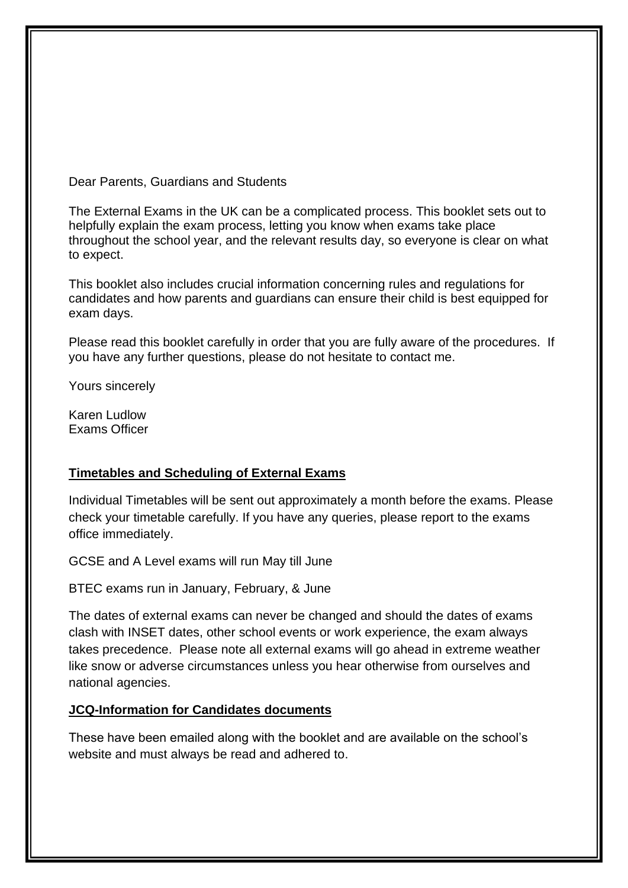Dear Parents, Guardians and Students

The External Exams in the UK can be a complicated process. This booklet sets out to helpfully explain the exam process, letting you know when exams take place throughout the school year, and the relevant results day, so everyone is clear on what to expect.

This booklet also includes crucial information concerning rules and regulations for candidates and how parents and guardians can ensure their child is best equipped for exam days.

Please read this booklet carefully in order that you are fully aware of the procedures. If you have any further questions, please do not hesitate to contact me.

Yours sincerely

Karen Ludlow
Exams Officer

## **Timetables and Scheduling of External Exams**

Individual Timetables will be sent out approximately a month before the exams. Please check your timetable carefully. If you have any queries, please report to the exams office immediately.

GCSE and A Level exams will run May till June

BTEC exams run in January, February, & June

The dates of external exams can never be changed and should the dates of exams clash with INSET dates, other school events or work experience, the exam always takes precedence. Please note all external exams will go ahead in extreme weather like snow or adverse circumstances unless you hear otherwise from ourselves and national agencies.

## **JCQ-Information for Candidates documents**

These have been emailed along with the booklet and are available on the school's website and must always be read and adhered to.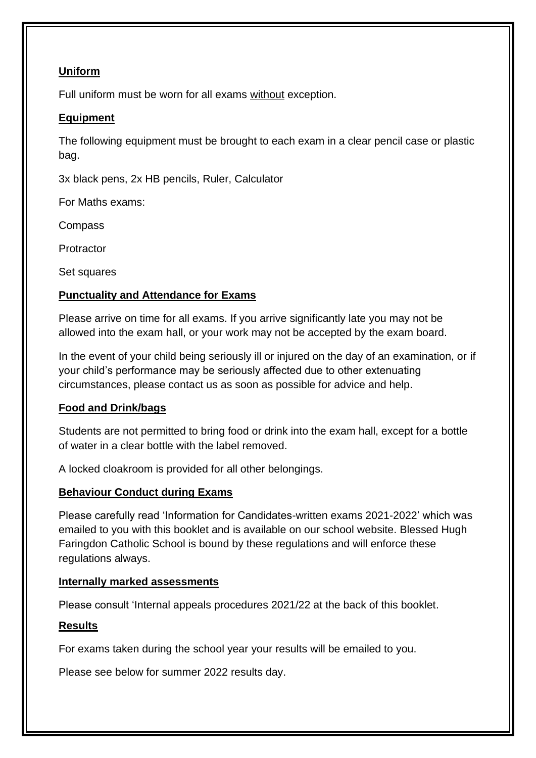## Uniform

Full uniform must be worn for all exams without exception.

## Equipment

The following equipment must be brought to each exam in a clear pencil case or plastic bag.

3x black pens, 2x HB pencils, Ruler, Calculator

For Maths exams:

Compass

Protractor

Set squares

## Punctuality and Attendance for Exams

Please arrive on time for all exams. If you arrive significantly late you may not be allowed into the exam hall, or your work may not be accepted by the exam board.

In the event of your child being seriously ill or injured on the day of an examination, or if your child's performance may be seriously affected due to other extenuating circumstances, please contact us as soon as possible for advice and help.

## Food and Drink/bags

Students are not permitted to bring food or drink into the exam hall, except for a bottle of water in a clear bottle with the label removed.

A locked cloakroom is provided for all other belongings.

## Behaviour Conduct during Exams

Please carefully read 'Information for Candidates-written exams 2021-2022' which was emailed to you with this booklet and is available on our school website. Blessed Hugh Faringdon Catholic School is bound by these regulations and will enforce these regulations always.

## Internally marked assessments

Please consult 'Internal appeals procedures 2021/22 at the back of this booklet.

## Results

For exams taken during the school year your results will be emailed to you.

Please see below for summer 2022 results day.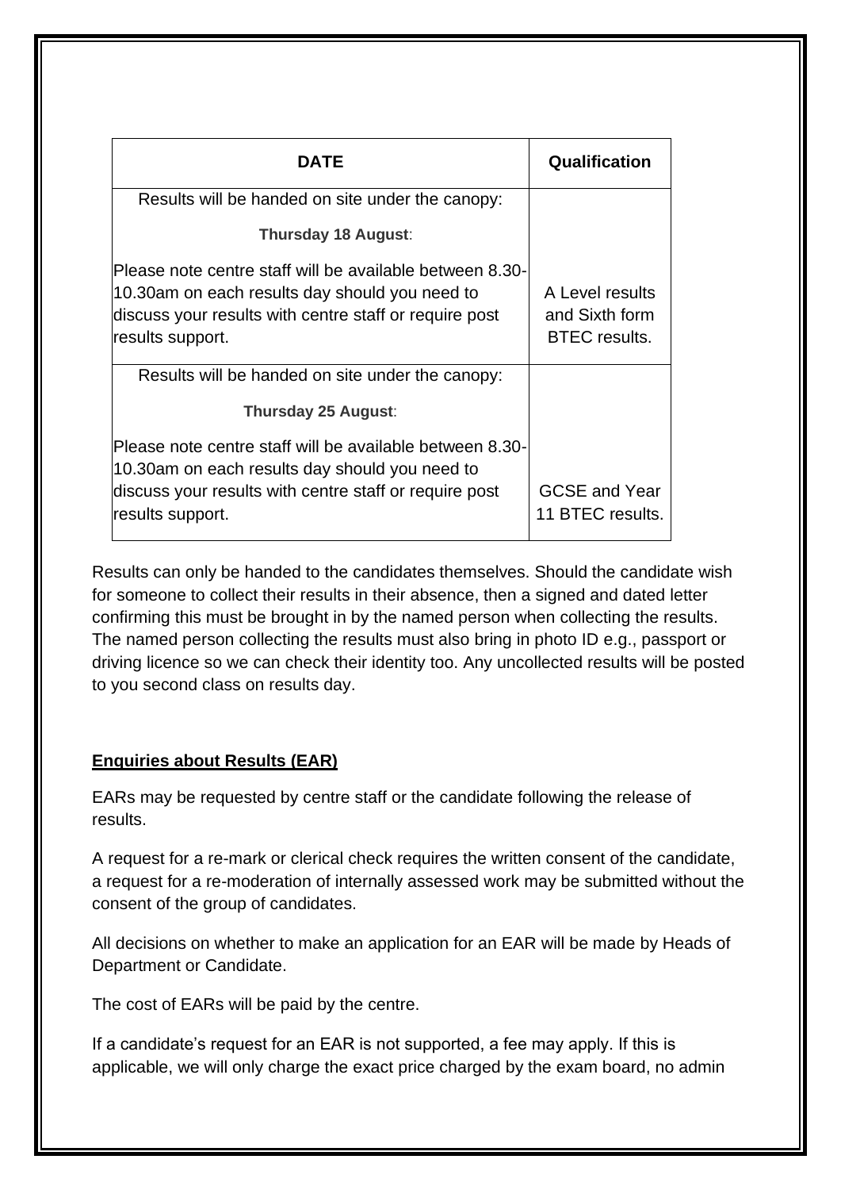| DATE | Qualification |
| --- | --- |
| Results will be handed on site under the canopy:<br>**Thursday 18 August**:<br>Please note centre staff will be available between 8.30-10.30am on each results day should you need to discuss your results with centre staff or require post results support. | A Level results and Sixth form BTEC results. |
| Results will be handed on site under the canopy:<br>**Thursday 25 August**:<br>Please note centre staff will be available between 8.30-10.30am on each results day should you need to discuss your results with centre staff or require post results support. | GCSE and Year 11 BTEC results. |

Results can only be handed to the candidates themselves. Should the candidate wish for someone to collect their results in their absence, then a signed and dated letter confirming this must be brought in by the named person when collecting the results. The named person collecting the results must also bring in photo ID e.g., passport or driving licence so we can check their identity too. Any uncollected results will be posted to you second class on results day.

**Enquiries about Results (EAR)**

EARs may be requested by centre staff or the candidate following the release of results.

A request for a re-mark or clerical check requires the written consent of the candidate, a request for a re-moderation of internally assessed work may be submitted without the consent of the group of candidates.

All decisions on whether to make an application for an EAR will be made by Heads of Department or Candidate.

The cost of EARs will be paid by the centre.

If a candidate's request for an EAR is not supported, a fee may apply. If this is applicable, we will only charge the exact price charged by the exam board, no admin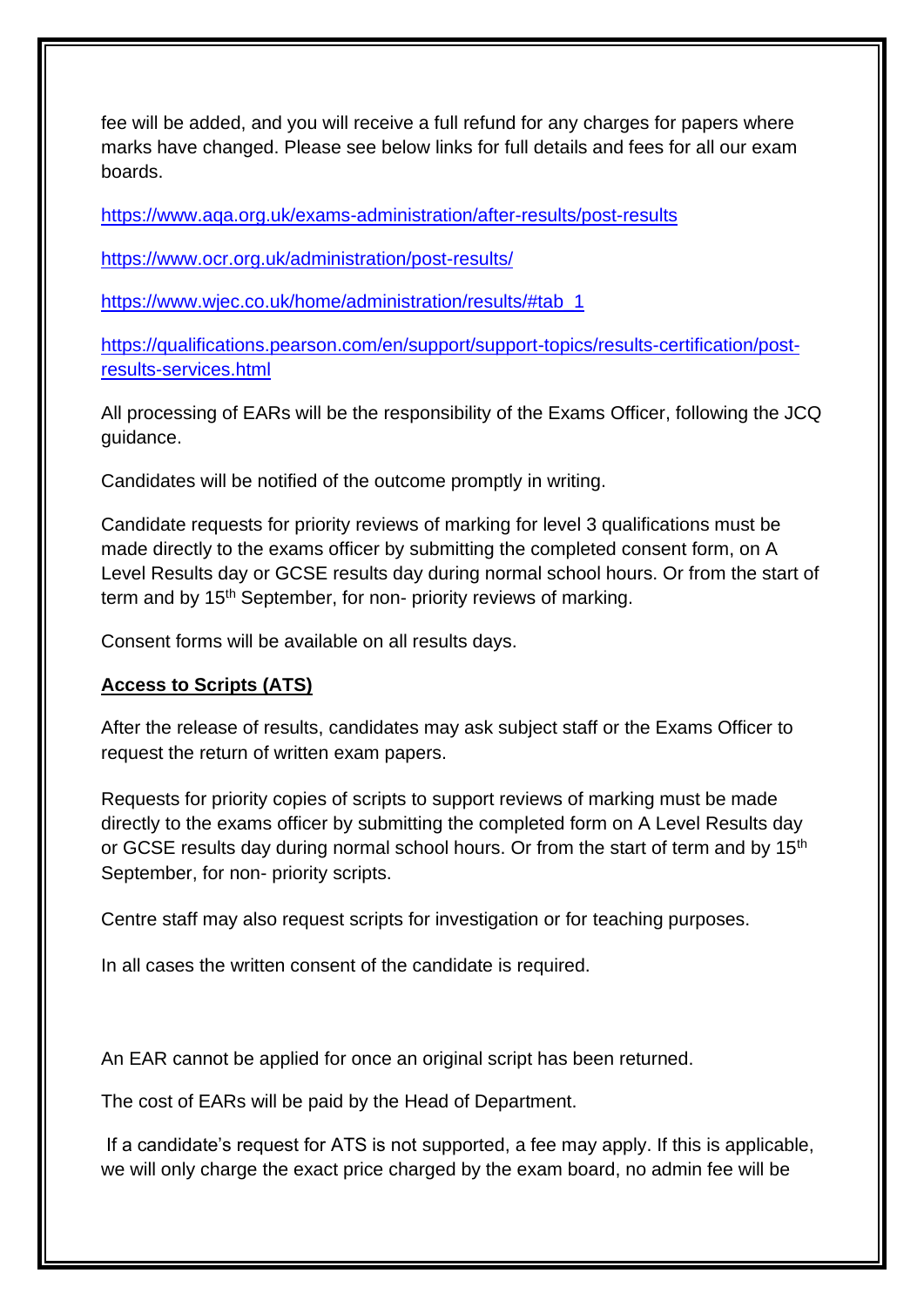fee will be added, and you will receive a full refund for any charges for papers where marks have changed. Please see below links for full details and fees for all our exam boards.

https://www.aqa.org.uk/exams-administration/after-results/post-results

https://www.ocr.org.uk/administration/post-results/

https://www.wjec.co.uk/home/administration/results/#tab_1

https://qualifications.pearson.com/en/support/support-topics/results-certification/post-results-services.html

All processing of EARs will be the responsibility of the Exams Officer, following the JCQ guidance.

Candidates will be notified of the outcome promptly in writing.

Candidate requests for priority reviews of marking for level 3 qualifications must be made directly to the exams officer by submitting the completed consent form, on A Level Results day or GCSE results day during normal school hours. Or from the start of term and by 15th September, for non- priority reviews of marking.

Consent forms will be available on all results days.

**Access to Scripts (ATS)**

After the release of results, candidates may ask subject staff or the Exams Officer to request the return of written exam papers.

Requests for priority copies of scripts to support reviews of marking must be made directly to the exams officer by submitting the completed form on A Level Results day or GCSE results day during normal school hours. Or from the start of term and by 15th September, for non- priority scripts.

Centre staff may also request scripts for investigation or for teaching purposes.

In all cases the written consent of the candidate is required.

An EAR cannot be applied for once an original script has been returned.

The cost of EARs will be paid by the Head of Department.

If a candidate's request for ATS is not supported, a fee may apply. If this is applicable, we will only charge the exact price charged by the exam board, no admin fee will be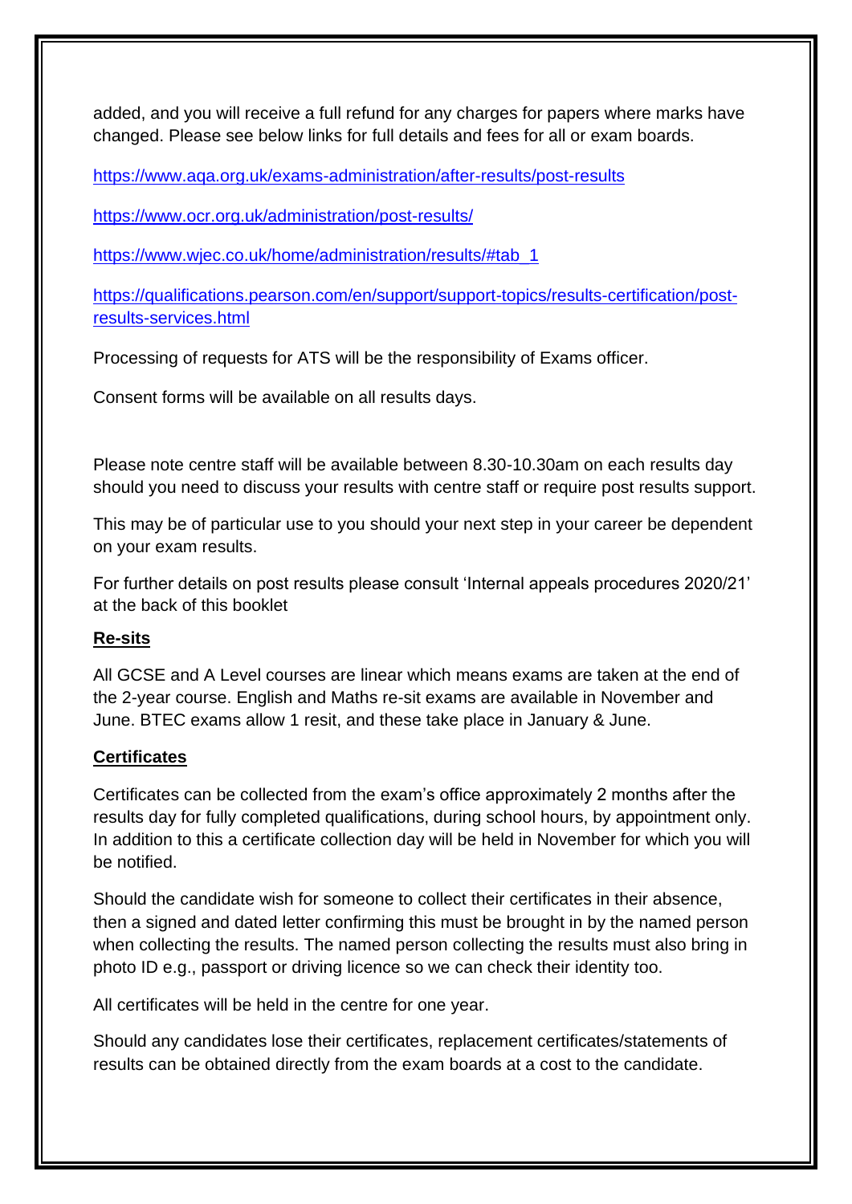added, and you will receive a full refund for any charges for papers where marks have changed. Please see below links for full details and fees for all or exam boards.

https://www.aqa.org.uk/exams-administration/after-results/post-results

https://www.ocr.org.uk/administration/post-results/

https://www.wjec.co.uk/home/administration/results/#tab_1

https://qualifications.pearson.com/en/support/support-topics/results-certification/post-results-services.html

Processing of requests for ATS will be the responsibility of Exams officer.

Consent forms will be available on all results days.

Please note centre staff will be available between 8.30-10.30am on each results day should you need to discuss your results with centre staff or require post results support.

This may be of particular use to you should your next step in your career be dependent on your exam results.

For further details on post results please consult 'Internal appeals procedures 2020/21' at the back of this booklet

**Re-sits**

All GCSE and A Level courses are linear which means exams are taken at the end of the 2-year course. English and Maths re-sit exams are available in November and June. BTEC exams allow 1 resit, and these take place in January & June.

**Certificates**

Certificates can be collected from the exam's office approximately 2 months after the results day for fully completed qualifications, during school hours, by appointment only. In addition to this a certificate collection day will be held in November for which you will be notified.

Should the candidate wish for someone to collect their certificates in their absence, then a signed and dated letter confirming this must be brought in by the named person when collecting the results. The named person collecting the results must also bring in photo ID e.g., passport or driving licence so we can check their identity too.

All certificates will be held in the centre for one year.

Should any candidates lose their certificates, replacement certificates/statements of results can be obtained directly from the exam boards at a cost to the candidate.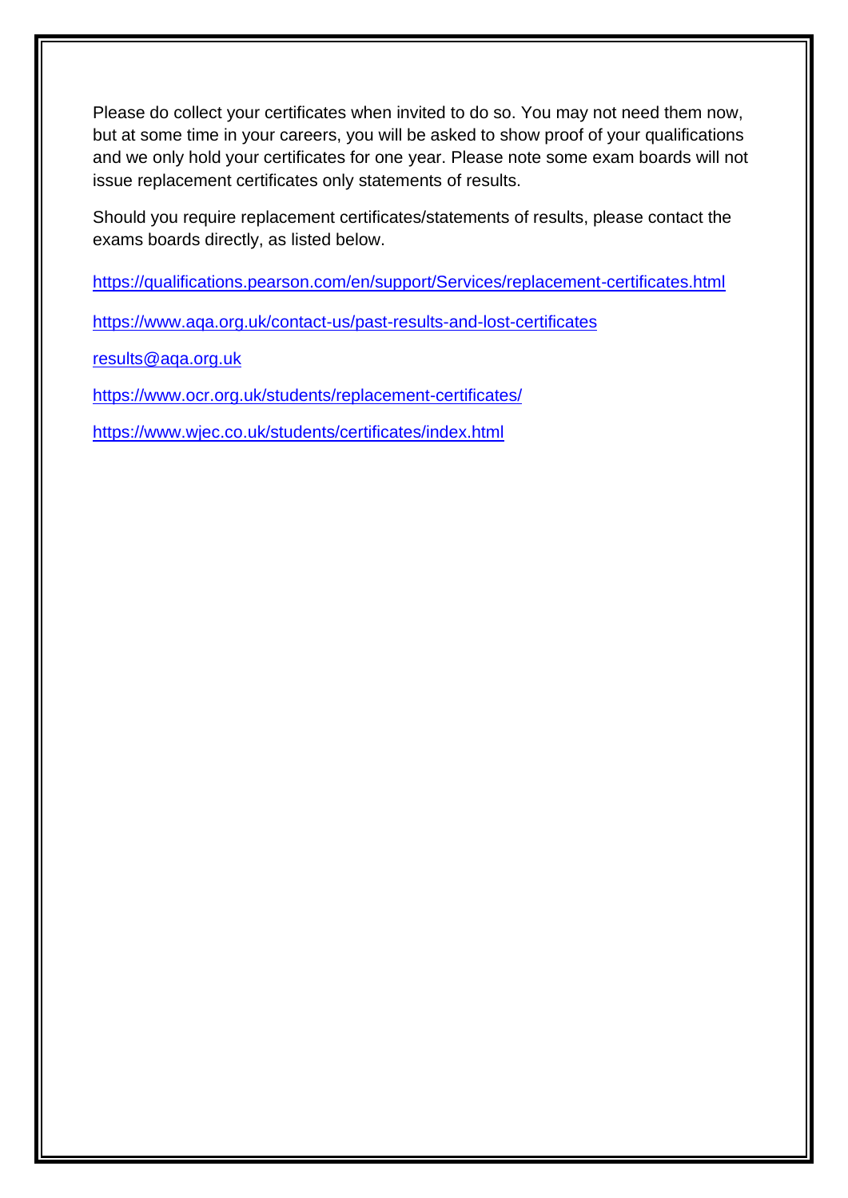Please do collect your certificates when invited to do so. You may not need them now, but at some time in your careers, you will be asked to show proof of your qualifications and we only hold your certificates for one year. Please note some exam boards will not issue replacement certificates only statements of results.

Should you require replacement certificates/statements of results, please contact the exams boards directly, as listed below.

https://qualifications.pearson.com/en/support/Services/replacement-certificates.html

https://www.aqa.org.uk/contact-us/past-results-and-lost-certificates

results@aqa.org.uk

https://www.ocr.org.uk/students/replacement-certificates/

https://www.wjec.co.uk/students/certificates/index.html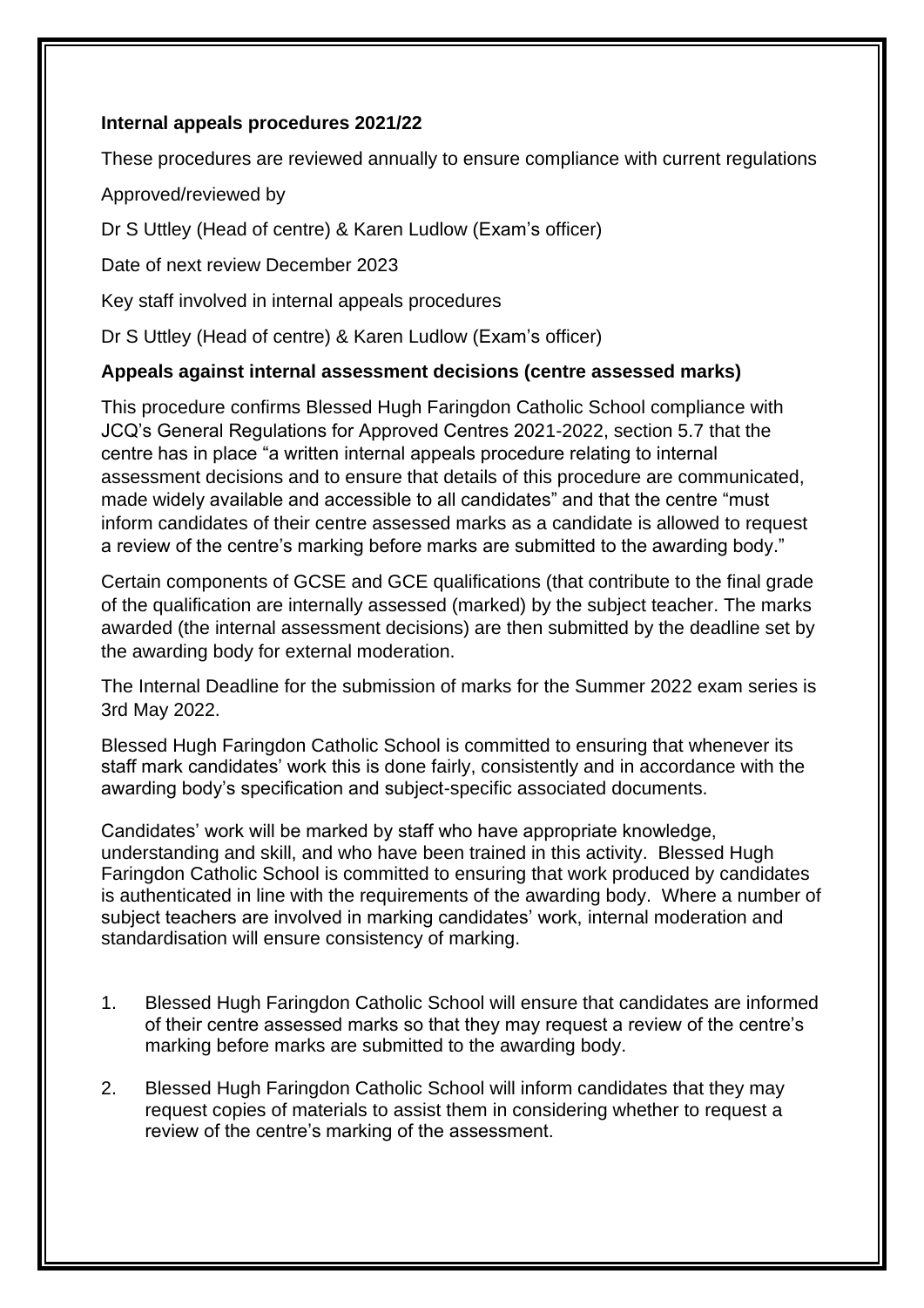**Internal appeals procedures 2021/22**

These procedures are reviewed annually to ensure compliance with current regulations

Approved/reviewed by

Dr S Uttley (Head of centre) & Karen Ludlow (Exam's officer)

Date of next review December 2023

Key staff involved in internal appeals procedures

Dr S Uttley (Head of centre) & Karen Ludlow (Exam's officer)

**Appeals against internal assessment decisions (centre assessed marks)**

This procedure confirms Blessed Hugh Faringdon Catholic School compliance with JCQ's General Regulations for Approved Centres 2021-2022, section 5.7 that the centre has in place "a written internal appeals procedure relating to internal assessment decisions and to ensure that details of this procedure are communicated, made widely available and accessible to all candidates" and that the centre "must inform candidates of their centre assessed marks as a candidate is allowed to request a review of the centre's marking before marks are submitted to the awarding body."

Certain components of GCSE and GCE qualifications (that contribute to the final grade of the qualification are internally assessed (marked) by the subject teacher. The marks awarded (the internal assessment decisions) are then submitted by the deadline set by the awarding body for external moderation.

The Internal Deadline for the submission of marks for the Summer 2022 exam series is 3rd May 2022.

Blessed Hugh Faringdon Catholic School is committed to ensuring that whenever its staff mark candidates' work this is done fairly, consistently and in accordance with the awarding body's specification and subject-specific associated documents.

Candidates' work will be marked by staff who have appropriate knowledge, understanding and skill, and who have been trained in this activity. Blessed Hugh Faringdon Catholic School is committed to ensuring that work produced by candidates is authenticated in line with the requirements of the awarding body. Where a number of subject teachers are involved in marking candidates' work, internal moderation and standardisation will ensure consistency of marking.

1. Blessed Hugh Faringdon Catholic School will ensure that candidates are informed of their centre assessed marks so that they may request a review of the centre's marking before marks are submitted to the awarding body.

2. Blessed Hugh Faringdon Catholic School will inform candidates that they may request copies of materials to assist them in considering whether to request a review of the centre's marking of the assessment.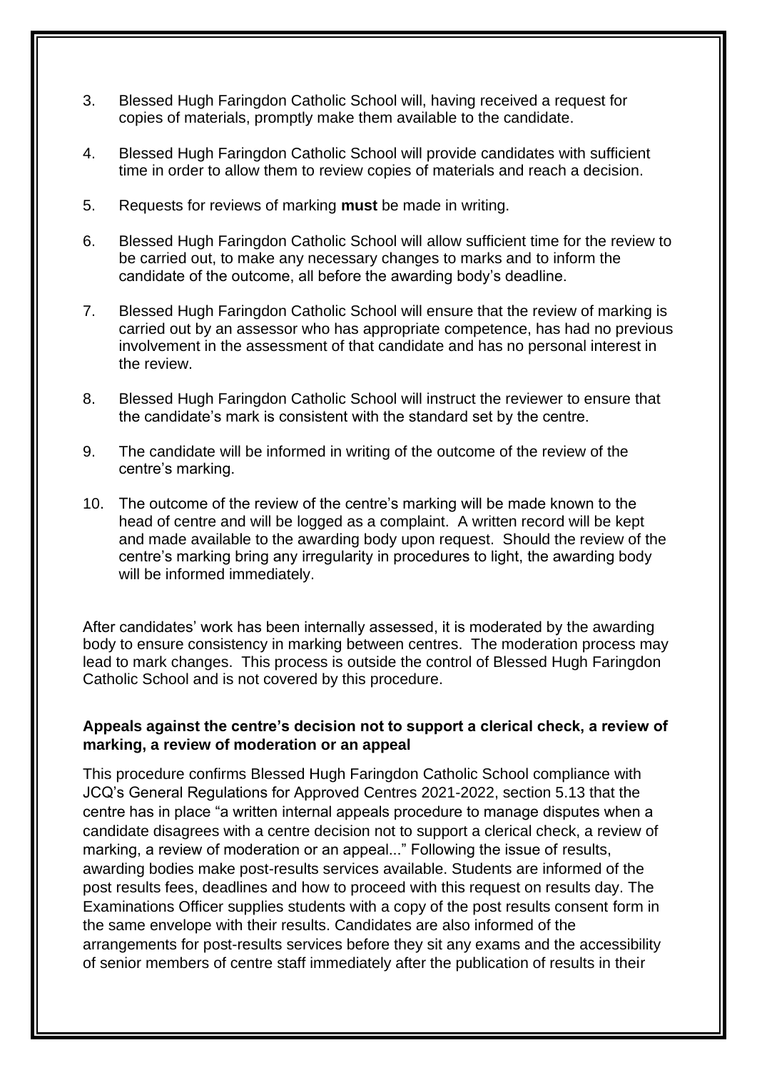3. Blessed Hugh Faringdon Catholic School will, having received a request for copies of materials, promptly make them available to the candidate.

4. Blessed Hugh Faringdon Catholic School will provide candidates with sufficient time in order to allow them to review copies of materials and reach a decision.

5. Requests for reviews of marking **must** be made in writing.

6. Blessed Hugh Faringdon Catholic School will allow sufficient time for the review to be carried out, to make any necessary changes to marks and to inform the candidate of the outcome, all before the awarding body's deadline.

7. Blessed Hugh Faringdon Catholic School will ensure that the review of marking is carried out by an assessor who has appropriate competence, has had no previous involvement in the assessment of that candidate and has no personal interest in the review.

8. Blessed Hugh Faringdon Catholic School will instruct the reviewer to ensure that the candidate's mark is consistent with the standard set by the centre.

9. The candidate will be informed in writing of the outcome of the review of the centre's marking.

10. The outcome of the review of the centre's marking will be made known to the head of centre and will be logged as a complaint. A written record will be kept and made available to the awarding body upon request. Should the review of the centre's marking bring any irregularity in procedures to light, the awarding body will be informed immediately.

After candidates' work has been internally assessed, it is moderated by the awarding body to ensure consistency in marking between centres. The moderation process may lead to mark changes. This process is outside the control of Blessed Hugh Faringdon Catholic School and is not covered by this procedure.

**Appeals against the centre's decision not to support a clerical check, a review of marking, a review of moderation or an appeal**

This procedure confirms Blessed Hugh Faringdon Catholic School compliance with JCQ's General Regulations for Approved Centres 2021-2022, section 5.13 that the centre has in place "a written internal appeals procedure to manage disputes when a candidate disagrees with a centre decision not to support a clerical check, a review of marking, a review of moderation or an appeal..." Following the issue of results, awarding bodies make post-results services available. Students are informed of the post results fees, deadlines and how to proceed with this request on results day. The Examinations Officer supplies students with a copy of the post results consent form in the same envelope with their results. Candidates are also informed of the arrangements for post-results services before they sit any exams and the accessibility of senior members of centre staff immediately after the publication of results in their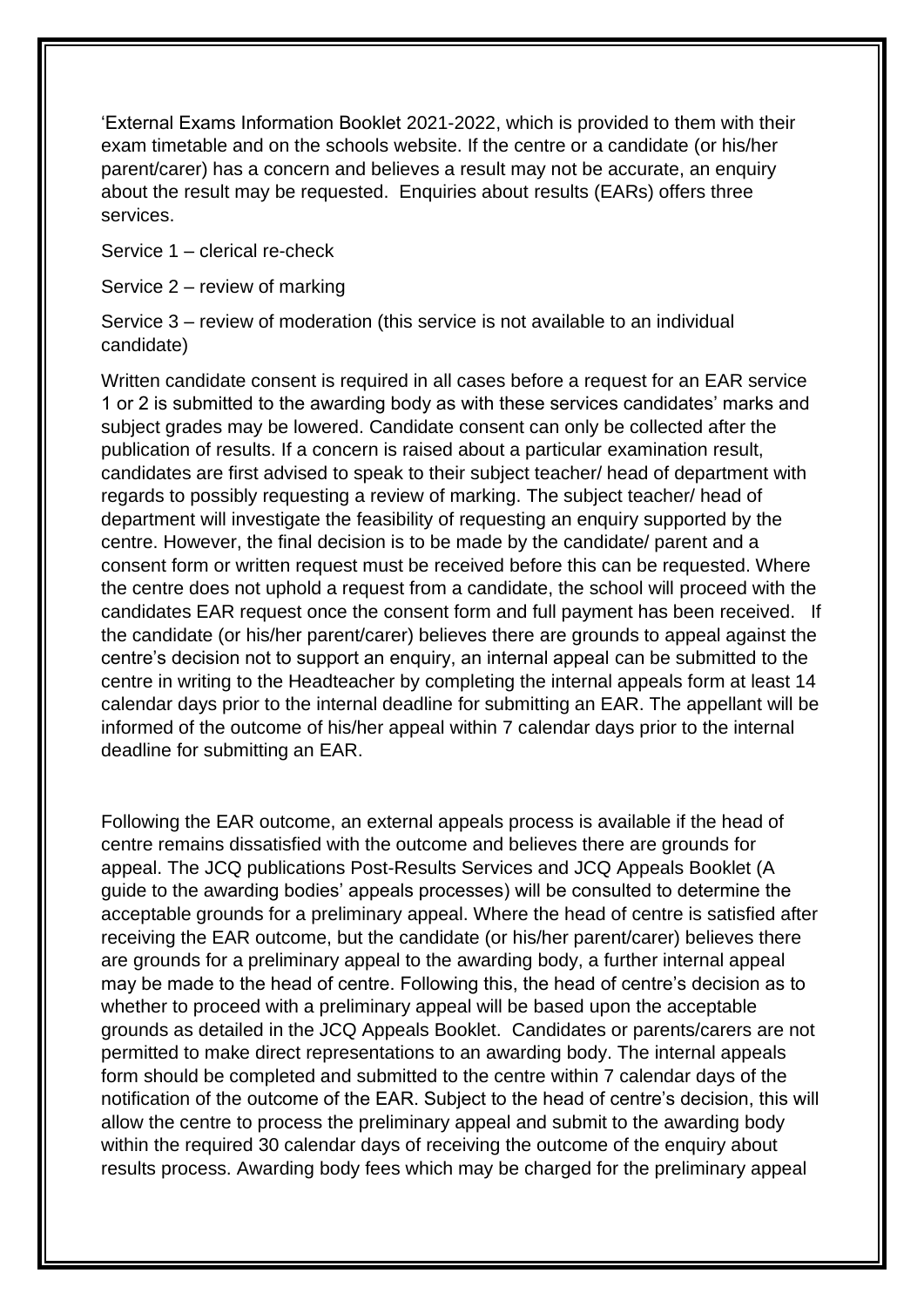'External Exams Information Booklet 2021-2022, which is provided to them with their exam timetable and on the schools website. If the centre or a candidate (or his/her parent/carer) has a concern and believes a result may not be accurate, an enquiry about the result may be requested. Enquiries about results (EARs) offers three services.

Service 1 – clerical re-check

Service 2 – review of marking

Service 3 – review of moderation (this service is not available to an individual candidate)

Written candidate consent is required in all cases before a request for an EAR service 1 or 2 is submitted to the awarding body as with these services candidates' marks and subject grades may be lowered. Candidate consent can only be collected after the publication of results. If a concern is raised about a particular examination result, candidates are first advised to speak to their subject teacher/ head of department with regards to possibly requesting a review of marking. The subject teacher/ head of department will investigate the feasibility of requesting an enquiry supported by the centre. However, the final decision is to be made by the candidate/ parent and a consent form or written request must be received before this can be requested. Where the centre does not uphold a request from a candidate, the school will proceed with the candidates EAR request once the consent form and full payment has been received. If the candidate (or his/her parent/carer) believes there are grounds to appeal against the centre's decision not to support an enquiry, an internal appeal can be submitted to the centre in writing to the Headteacher by completing the internal appeals form at least 14 calendar days prior to the internal deadline for submitting an EAR. The appellant will be informed of the outcome of his/her appeal within 7 calendar days prior to the internal deadline for submitting an EAR.

Following the EAR outcome, an external appeals process is available if the head of centre remains dissatisfied with the outcome and believes there are grounds for appeal. The JCQ publications Post-Results Services and JCQ Appeals Booklet (A guide to the awarding bodies' appeals processes) will be consulted to determine the acceptable grounds for a preliminary appeal. Where the head of centre is satisfied after receiving the EAR outcome, but the candidate (or his/her parent/carer) believes there are grounds for a preliminary appeal to the awarding body, a further internal appeal may be made to the head of centre. Following this, the head of centre's decision as to whether to proceed with a preliminary appeal will be based upon the acceptable grounds as detailed in the JCQ Appeals Booklet. Candidates or parents/carers are not permitted to make direct representations to an awarding body. The internal appeals form should be completed and submitted to the centre within 7 calendar days of the notification of the outcome of the EAR. Subject to the head of centre's decision, this will allow the centre to process the preliminary appeal and submit to the awarding body within the required 30 calendar days of receiving the outcome of the enquiry about results process. Awarding body fees which may be charged for the preliminary appeal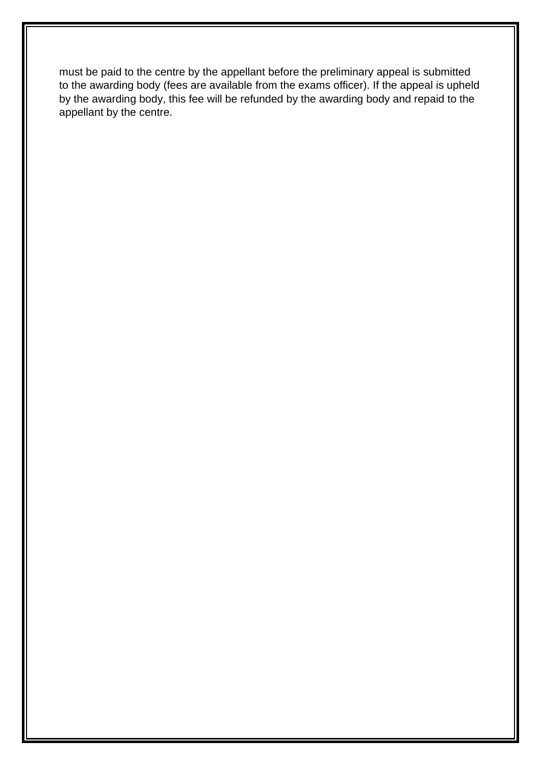must be paid to the centre by the appellant before the preliminary appeal is submitted to the awarding body (fees are available from the exams officer). If the appeal is upheld by the awarding body, this fee will be refunded by the awarding body and repaid to the appellant by the centre.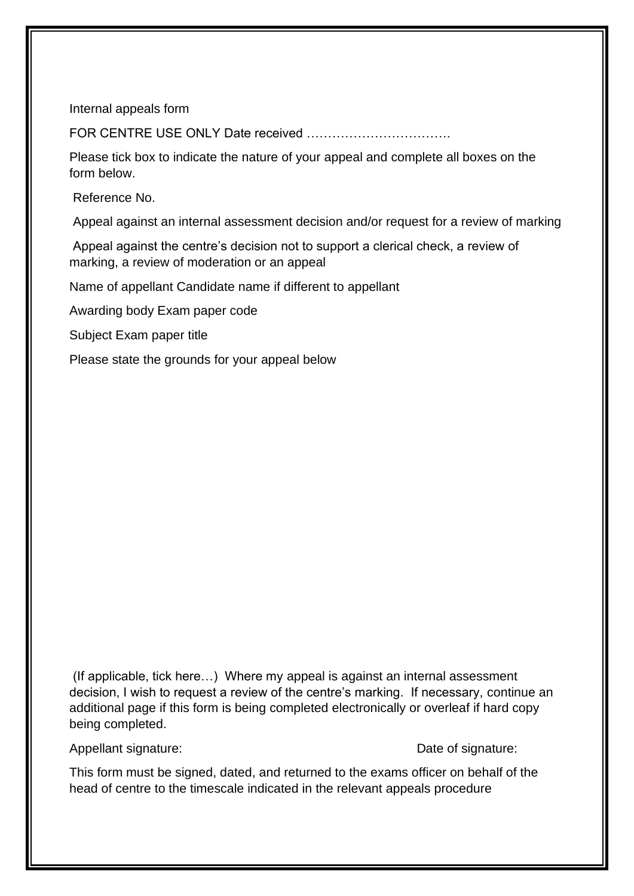Internal appeals form

FOR CENTRE USE ONLY Date received …………………………….

Please tick box to indicate the nature of your appeal and complete all boxes on the form below.

Reference No.

Appeal against an internal assessment decision and/or request for a review of marking

Appeal against the centre's decision not to support a clerical check, a review of marking, a review of moderation or an appeal

Name of appellant Candidate name if different to appellant

Awarding body Exam paper code

Subject Exam paper title

Please state the grounds for your appeal below

(If applicable, tick here…) Where my appeal is against an internal assessment decision, I wish to request a review of the centre's marking. If necessary, continue an additional page if this form is being completed electronically or overleaf if hard copy being completed.

Appellant signature: Date of signature:

This form must be signed, dated, and returned to the exams officer on behalf of the head of centre to the timescale indicated in the relevant appeals procedure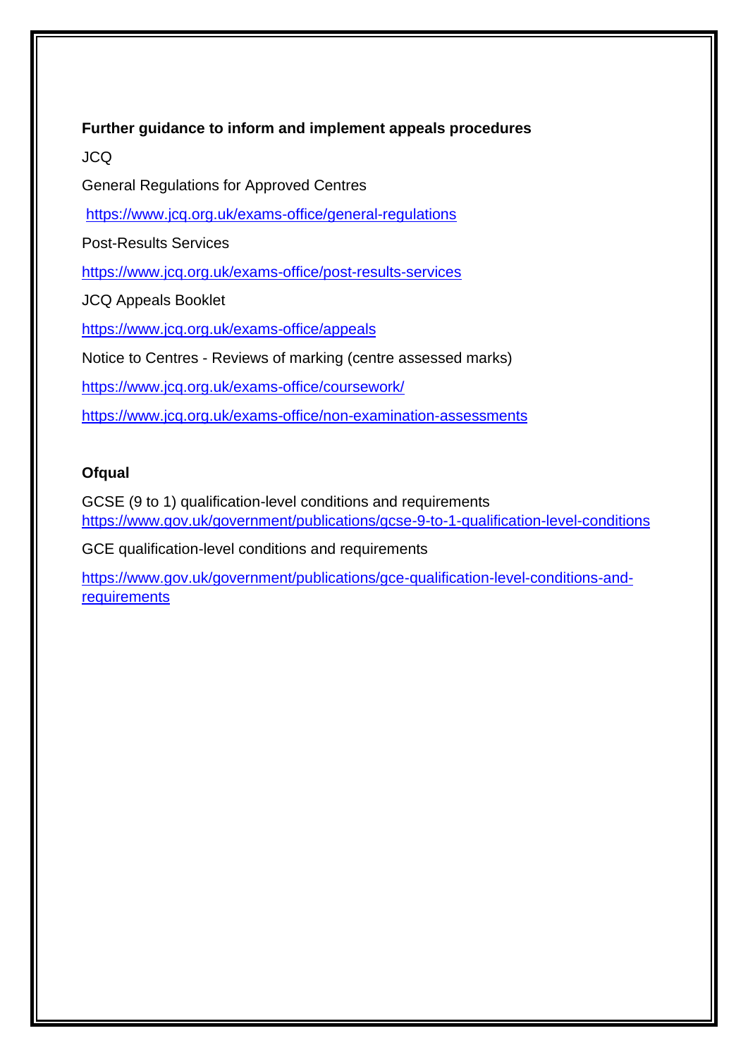**Further guidance to inform and implement appeals procedures**

JCQ

General Regulations for Approved Centres

https://www.jcq.org.uk/exams-office/general-regulations

Post-Results Services

https://www.jcq.org.uk/exams-office/post-results-services

JCQ Appeals Booklet

https://www.jcq.org.uk/exams-office/appeals

Notice to Centres - Reviews of marking (centre assessed marks)

https://www.jcq.org.uk/exams-office/coursework/

https://www.jcq.org.uk/exams-office/non-examination-assessments

**Ofqual**

GCSE (9 to 1) qualification-level conditions and requirements
https://www.gov.uk/government/publications/gcse-9-to-1-qualification-level-conditions

GCE qualification-level conditions and requirements

https://www.gov.uk/government/publications/gce-qualification-level-conditions-and-requirements